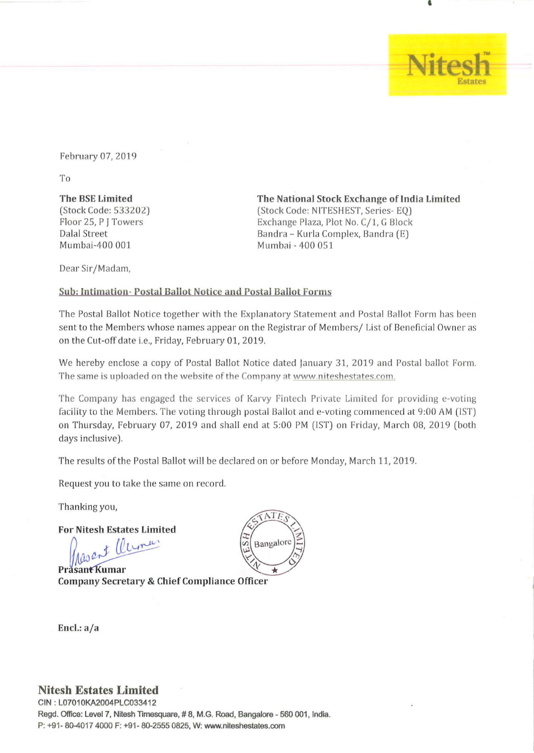February 07, 2019

To

**The BSE Limited**
(Stock Code: 533202)
Floor 25, P J Towers
Dalal Street
Mumbai-400 001

**The National Stock Exchange of India Limited**
(Stock Code: NITESHEST, Series- EQ)
Exchange Plaza, Plot No. C/1, G Block
Bandra – Kurla Complex, Bandra (E)
Mumbai - 400 051

Dear Sir/Madam,

**Sub: Intimation- Postal Ballot Notice and Postal Ballot Forms**

The Postal Ballot Notice together with the Explanatory Statement and Postal Ballot Form has been sent to the Members whose names appear on the Registrar of Members/ List of Beneficial Owner as on the Cut-off date i.e., Friday, February 01, 2019.

We hereby enclose a copy of Postal Ballot Notice dated January 31, 2019 and Postal ballot Form. The same is uploaded on the website of the Company at www.niteshestates.com.

The Company has engaged the services of Karvy Fintech Private Limited for providing e-voting facility to the Members. The voting through postal Ballot and e-voting commenced at 9:00 AM (IST) on Thursday, February 07, 2019 and shall end at 5:00 PM (IST) on Friday, March 08, 2019 (both days inclusive).

The results of the Postal Ballot will be declared on or before Monday, March 11, 2019.

Request you to take the same on record.

Thanking you,

**For Nitesh Estates Limited**

**Prasant Kumar**
**Company Secretary & Chief Compliance Officer**

**Encl.: a/a**

**Nitesh Estates Limited**
CIN : L07010KA2004PLC033412
Regd. Office: Level 7, Nitesh Timesquare, # 8, M.G. Road, Bangalore - 560 001, India.
P: +91- 80-4017 4000 F: +91- 80-2555 0825, W: www.niteshestates.com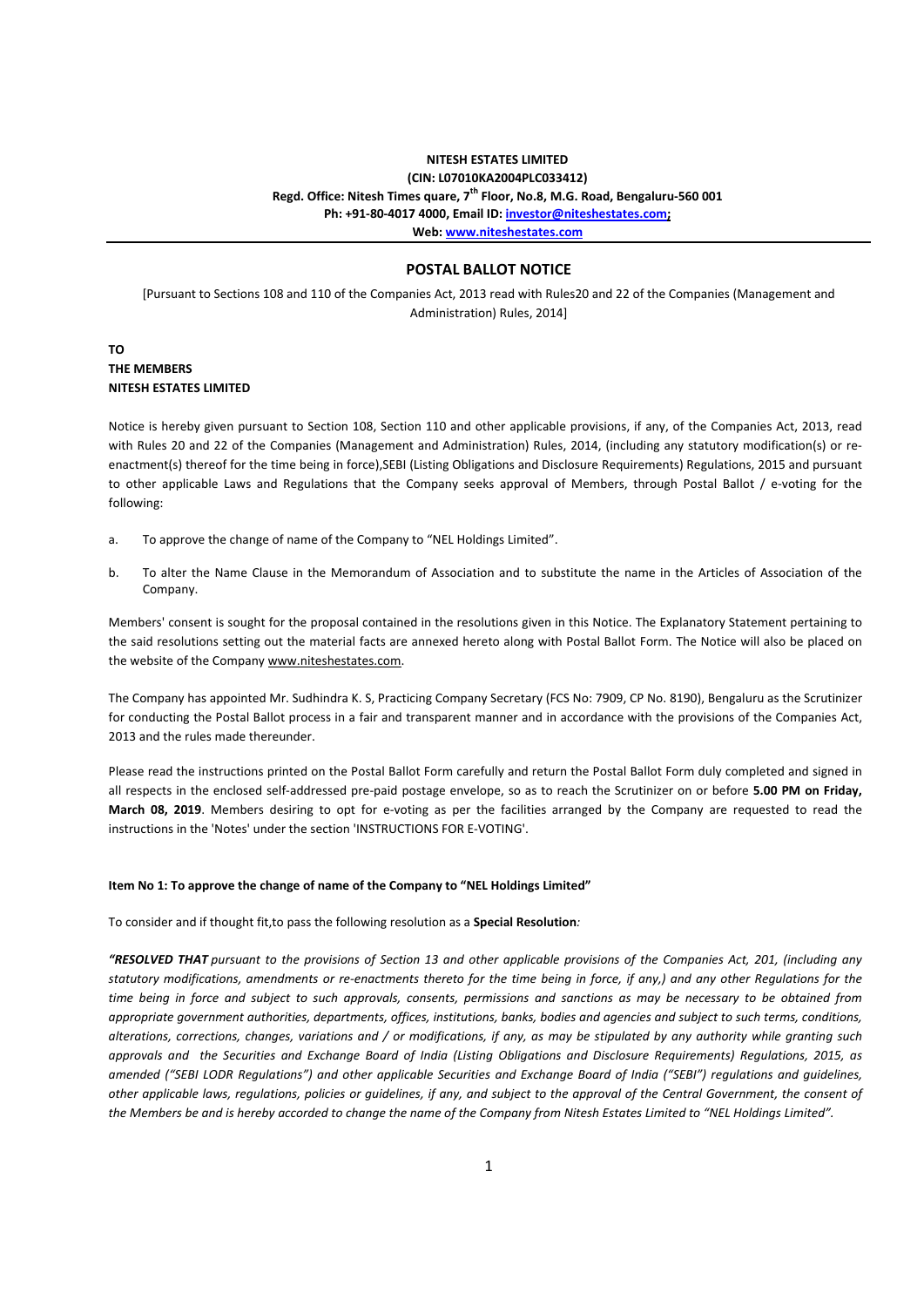**NITESH ESTATES LIMITED**
**(CIN: L07010KA2004PLC033412)**
**Regd. Office: Nitesh Times quare, 7th Floor, No.8, M.G. Road, Bengaluru-560 001**
**Ph: +91-80-4017 4000, Email ID: investor@niteshestates.com;**
**Web: www.niteshestates.com**

## POSTAL BALLOT NOTICE

[Pursuant to Sections 108 and 110 of the Companies Act, 2013 read with Rules20 and 22 of the Companies (Management and Administration) Rules, 2014]

**TO**
**THE MEMBERS**
**NITESH ESTATES LIMITED**

Notice is hereby given pursuant to Section 108, Section 110 and other applicable provisions, if any, of the Companies Act, 2013, read with Rules 20 and 22 of the Companies (Management and Administration) Rules, 2014, (including any statutory modification(s) or re-enactment(s) thereof for the time being in force),SEBI (Listing Obligations and Disclosure Requirements) Regulations, 2015 and pursuant to other applicable Laws and Regulations that the Company seeks approval of Members, through Postal Ballot / e-voting for the following:

a. To approve the change of name of the Company to "NEL Holdings Limited".

b. To alter the Name Clause in the Memorandum of Association and to substitute the name in the Articles of Association of the Company.

Members' consent is sought for the proposal contained in the resolutions given in this Notice. The Explanatory Statement pertaining to the said resolutions setting out the material facts are annexed hereto along with Postal Ballot Form. The Notice will also be placed on the website of the Company www.niteshestates.com.

The Company has appointed Mr. Sudhindra K. S, Practicing Company Secretary (FCS No: 7909, CP No. 8190), Bengaluru as the Scrutinizer for conducting the Postal Ballot process in a fair and transparent manner and in accordance with the provisions of the Companies Act, 2013 and the rules made thereunder.

Please read the instructions printed on the Postal Ballot Form carefully and return the Postal Ballot Form duly completed and signed in all respects in the enclosed self-addressed pre-paid postage envelope, so as to reach the Scrutinizer on or before **5.00 PM on Friday, March 08, 2019**. Members desiring to opt for e-voting as per the facilities arranged by the Company are requested to read the instructions in the 'Notes' under the section 'INSTRUCTIONS FOR E-VOTING'.

**Item No 1: To approve the change of name of the Company to "NEL Holdings Limited"**

To consider and if thought fit,to pass the following resolution as a **Special Resolution***:*

***"RESOLVED THAT*** *pursuant to the provisions of Section 13 and other applicable provisions of the Companies Act, 201, (including any statutory modifications, amendments or re-enactments thereto for the time being in force, if any,) and any other Regulations for the time being in force and subject to such approvals, consents, permissions and sanctions as may be necessary to be obtained from appropriate government authorities, departments, offices, institutions, banks, bodies and agencies and subject to such terms, conditions, alterations, corrections, changes, variations and / or modifications, if any, as may be stipulated by any authority while granting such approvals and the Securities and Exchange Board of India (Listing Obligations and Disclosure Requirements) Regulations, 2015, as amended ("SEBI LODR Regulations") and other applicable Securities and Exchange Board of India ("SEBI") regulations and guidelines, other applicable laws, regulations, policies or guidelines, if any, and subject to the approval of the Central Government, the consent of the Members be and is hereby accorded to change the name of the Company from Nitesh Estates Limited to "NEL Holdings Limited".*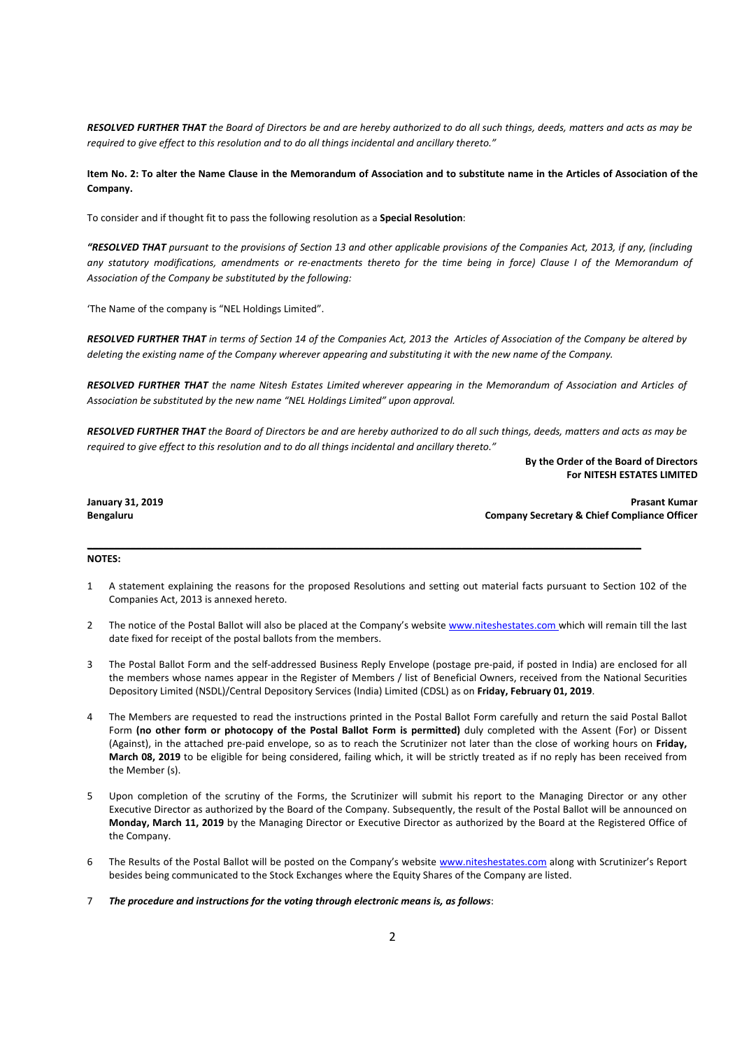***RESOLVED FURTHER THAT*** *the Board of Directors be and are hereby authorized to do all such things, deeds, matters and acts as may be required to give effect to this resolution and to do all things incidental and ancillary thereto."*

**Item No. 2: To alter the Name Clause in the Memorandum of Association and to substitute name in the Articles of Association of the Company.**

To consider and if thought fit to pass the following resolution as a **Special Resolution**:

***"RESOLVED THAT*** *pursuant to the provisions of Section 13 and other applicable provisions of the Companies Act, 2013, if any, (including any statutory modifications, amendments or re-enactments thereto for the time being in force) Clause I of the Memorandum of Association of the Company be substituted by the following:*

'The Name of the company is "NEL Holdings Limited".

***RESOLVED FURTHER THAT*** *in terms of Section 14 of the Companies Act, 2013 the Articles of Association of the Company be altered by deleting the existing name of the Company wherever appearing and substituting it with the new name of the Company.*

***RESOLVED FURTHER THAT*** *the name Nitesh Estates Limited wherever appearing in the Memorandum of Association and Articles of Association be substituted by the new name "NEL Holdings Limited" upon approval.*

***RESOLVED FURTHER THAT*** *the Board of Directors be and are hereby authorized to do all such things, deeds, matters and acts as may be required to give effect to this resolution and to do all things incidental and ancillary thereto."*

**By the Order of the Board of Directors**
**For NITESH ESTATES LIMITED**

**January 31, 2019**
**Bengaluru**

**Prasant Kumar**
**Company Secretary & Chief Compliance Officer**

---

**NOTES:**

1. A statement explaining the reasons for the proposed Resolutions and setting out material facts pursuant to Section 102 of the Companies Act, 2013 is annexed hereto.

2. The notice of the Postal Ballot will also be placed at the Company's website www.niteshestates.com which will remain till the last date fixed for receipt of the postal ballots from the members.

3. The Postal Ballot Form and the self-addressed Business Reply Envelope (postage pre-paid, if posted in India) are enclosed for all the members whose names appear in the Register of Members / list of Beneficial Owners, received from the National Securities Depository Limited (NSDL)/Central Depository Services (India) Limited (CDSL) as on **Friday, February 01, 2019**.

4. The Members are requested to read the instructions printed in the Postal Ballot Form carefully and return the said Postal Ballot Form **(no other form or photocopy of the Postal Ballot Form is permitted)** duly completed with the Assent (For) or Dissent (Against), in the attached pre-paid envelope, so as to reach the Scrutinizer not later than the close of working hours on **Friday, March 08, 2019** to be eligible for being considered, failing which, it will be strictly treated as if no reply has been received from the Member (s).

5. Upon completion of the scrutiny of the Forms, the Scrutinizer will submit his report to the Managing Director or any other Executive Director as authorized by the Board of the Company. Subsequently, the result of the Postal Ballot will be announced on **Monday, March 11, 2019** by the Managing Director or Executive Director as authorized by the Board at the Registered Office of the Company.

6. The Results of the Postal Ballot will be posted on the Company's website www.niteshestates.com along with Scrutinizer's Report besides being communicated to the Stock Exchanges where the Equity Shares of the Company are listed.

7. ***The procedure and instructions for the voting through electronic means is, as follows***: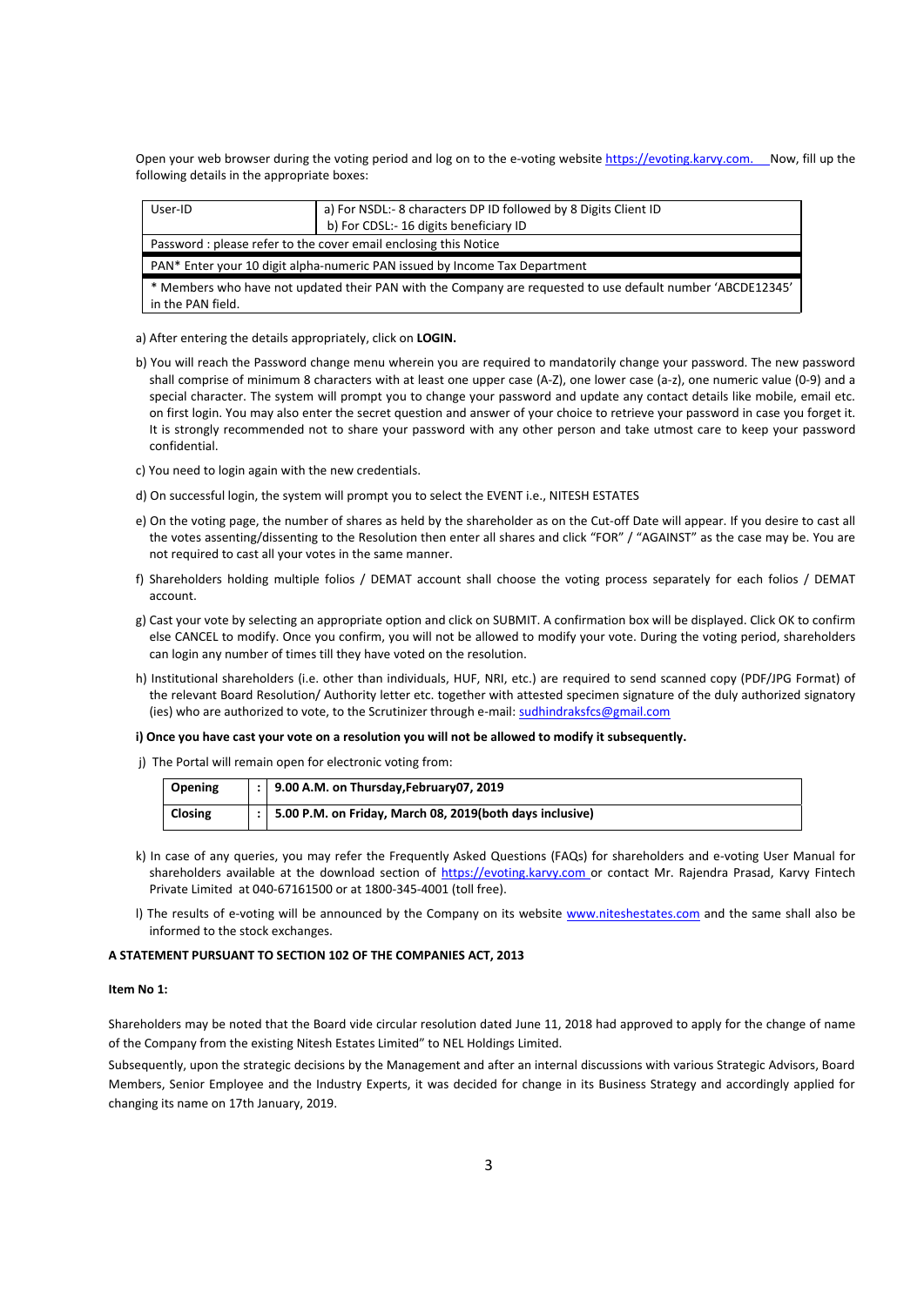Open your web browser during the voting period and log on to the e-voting website https://evoting.karvy.com. Now, fill up the following details in the appropriate boxes:

| User-ID | a) For NSDL:- 8 characters DP ID followed by 8 Digits Client ID<br>b) For CDSL:- 16 digits beneficiary ID |
|---|---|
| Password : please refer to the cover email enclosing this Notice | |
| PAN* Enter your 10 digit alpha-numeric PAN issued by Income Tax Department | |
| * Members who have not updated their PAN with the Company are requested to use default number 'ABCDE12345' in the PAN field. | |

a) After entering the details appropriately, click on **LOGIN.**

b) You will reach the Password change menu wherein you are required to mandatorily change your password. The new password shall comprise of minimum 8 characters with at least one upper case (A-Z), one lower case (a-z), one numeric value (0-9) and a special character. The system will prompt you to change your password and update any contact details like mobile, email etc. on first login. You may also enter the secret question and answer of your choice to retrieve your password in case you forget it. It is strongly recommended not to share your password with any other person and take utmost care to keep your password confidential.

c) You need to login again with the new credentials.

d) On successful login, the system will prompt you to select the EVENT i.e., NITESH ESTATES

e) On the voting page, the number of shares as held by the shareholder as on the Cut-off Date will appear. If you desire to cast all the votes assenting/dissenting to the Resolution then enter all shares and click "FOR" / "AGAINST" as the case may be. You are not required to cast all your votes in the same manner.

f) Shareholders holding multiple folios / DEMAT account shall choose the voting process separately for each folios / DEMAT account.

g) Cast your vote by selecting an appropriate option and click on SUBMIT. A confirmation box will be displayed. Click OK to confirm else CANCEL to modify. Once you confirm, you will not be allowed to modify your vote. During the voting period, shareholders can login any number of times till they have voted on the resolution.

h) Institutional shareholders (i.e. other than individuals, HUF, NRI, etc.) are required to send scanned copy (PDF/JPG Format) of the relevant Board Resolution/ Authority letter etc. together with attested specimen signature of the duly authorized signatory (ies) who are authorized to vote, to the Scrutinizer through e-mail: sudhindraksfcs@gmail.com

**i) Once you have cast your vote on a resolution you will not be allowed to modify it subsequently.**

j) The Portal will remain open for electronic voting from:

| **Opening** | : | **9.00 A.M. on Thursday,February07, 2019** |
|---|---|---|
| **Closing** | : | **5.00 P.M. on Friday, March 08, 2019(both days inclusive)** |

k) In case of any queries, you may refer the Frequently Asked Questions (FAQs) for shareholders and e-voting User Manual for shareholders available at the download section of https://evoting.karvy.com or contact Mr. Rajendra Prasad, Karvy Fintech Private Limited at 040-67161500 or at 1800-345-4001 (toll free).

l) The results of e-voting will be announced by the Company on its website www.niteshestates.com and the same shall also be informed to the stock exchanges.

**A STATEMENT PURSUANT TO SECTION 102 OF THE COMPANIES ACT, 2013**

**Item No 1:**

Shareholders may be noted that the Board vide circular resolution dated June 11, 2018 had approved to apply for the change of name of the Company from the existing Nitesh Estates Limited" to NEL Holdings Limited.

Subsequently, upon the strategic decisions by the Management and after an internal discussions with various Strategic Advisors, Board Members, Senior Employee and the Industry Experts, it was decided for change in its Business Strategy and accordingly applied for changing its name on 17th January, 2019.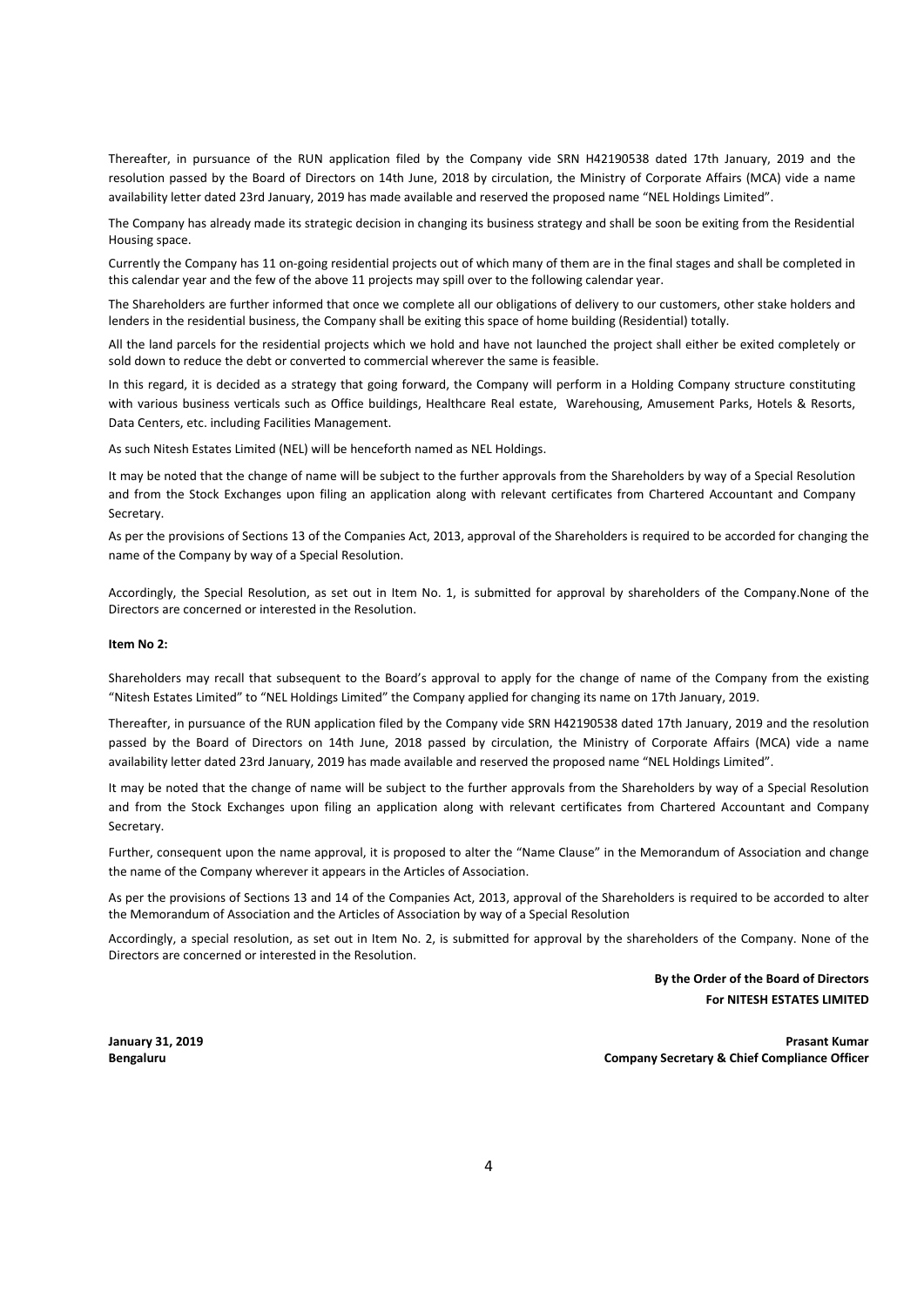Thereafter, in pursuance of the RUN application filed by the Company vide SRN H42190538 dated 17th January, 2019 and the resolution passed by the Board of Directors on 14th June, 2018 by circulation, the Ministry of Corporate Affairs (MCA) vide a name availability letter dated 23rd January, 2019 has made available and reserved the proposed name "NEL Holdings Limited".

The Company has already made its strategic decision in changing its business strategy and shall be soon be exiting from the Residential Housing space.

Currently the Company has 11 on-going residential projects out of which many of them are in the final stages and shall be completed in this calendar year and the few of the above 11 projects may spill over to the following calendar year.

The Shareholders are further informed that once we complete all our obligations of delivery to our customers, other stake holders and lenders in the residential business, the Company shall be exiting this space of home building (Residential) totally.

All the land parcels for the residential projects which we hold and have not launched the project shall either be exited completely or sold down to reduce the debt or converted to commercial wherever the same is feasible.

In this regard, it is decided as a strategy that going forward, the Company will perform in a Holding Company structure constituting with various business verticals such as Office buildings, Healthcare Real estate, Warehousing, Amusement Parks, Hotels & Resorts, Data Centers, etc. including Facilities Management.

As such Nitesh Estates Limited (NEL) will be henceforth named as NEL Holdings.

It may be noted that the change of name will be subject to the further approvals from the Shareholders by way of a Special Resolution and from the Stock Exchanges upon filing an application along with relevant certificates from Chartered Accountant and Company Secretary.

As per the provisions of Sections 13 of the Companies Act, 2013, approval of the Shareholders is required to be accorded for changing the name of the Company by way of a Special Resolution.

Accordingly, the Special Resolution, as set out in Item No. 1, is submitted for approval by shareholders of the Company.None of the Directors are concerned or interested in the Resolution.

**Item No 2:**

Shareholders may recall that subsequent to the Board's approval to apply for the change of name of the Company from the existing "Nitesh Estates Limited" to "NEL Holdings Limited" the Company applied for changing its name on 17th January, 2019.

Thereafter, in pursuance of the RUN application filed by the Company vide SRN H42190538 dated 17th January, 2019 and the resolution passed by the Board of Directors on 14th June, 2018 passed by circulation, the Ministry of Corporate Affairs (MCA) vide a name availability letter dated 23rd January, 2019 has made available and reserved the proposed name "NEL Holdings Limited".

It may be noted that the change of name will be subject to the further approvals from the Shareholders by way of a Special Resolution and from the Stock Exchanges upon filing an application along with relevant certificates from Chartered Accountant and Company Secretary.

Further, consequent upon the name approval, it is proposed to alter the "Name Clause" in the Memorandum of Association and change the name of the Company wherever it appears in the Articles of Association.

As per the provisions of Sections 13 and 14 of the Companies Act, 2013, approval of the Shareholders is required to be accorded to alter the Memorandum of Association and the Articles of Association by way of a Special Resolution

Accordingly, a special resolution, as set out in Item No. 2, is submitted for approval by the shareholders of the Company. None of the Directors are concerned or interested in the Resolution.

**By the Order of the Board of Directors**
**For NITESH ESTATES LIMITED**

**January 31, 2019**
**Bengaluru**

**Prasant Kumar**
**Company Secretary & Chief Compliance Officer**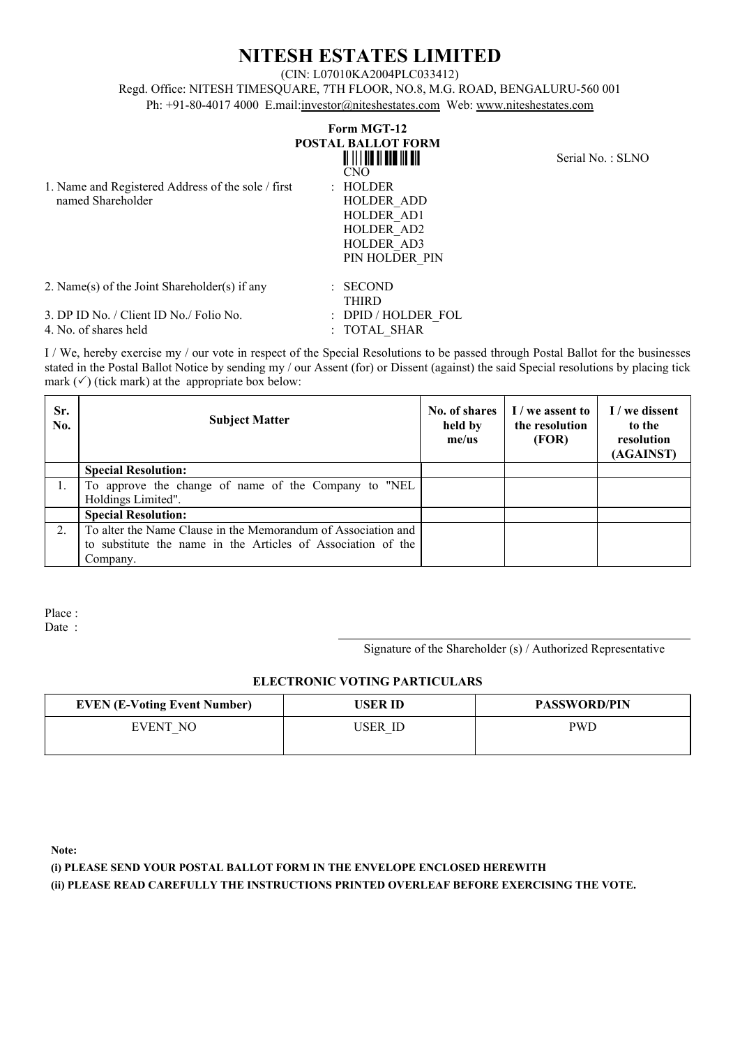# NITESH ESTATES LIMITED

(CIN: L07010KA2004PLC033412)

Regd. Office: NITESH TIMESQUARE, 7TH FLOOR, NO.8, M.G. ROAD, BENGALURU-560 001

Ph: +91-80-4017 4000 E.mail:investor@niteshestates.com Web: www.niteshestates.com

## Form MGT-12
## POSTAL BALLOT FORM

CNO

Serial No. : SLNO

1. Name and Registered Address of the sole / first named Shareholder : HOLDER
HOLDER_ADD
HOLDER_AD1
HOLDER_AD2
HOLDER_AD3
PIN HOLDER_PIN

2. Name(s) of the Joint Shareholder(s) if any : SECOND
THIRD

3. DP ID No. / Client ID No./ Folio No. : DPID / HOLDER_FOL

4. No. of shares held : TOTAL_SHAR

I / We, hereby exercise my / our vote in respect of the Special Resolutions to be passed through Postal Ballot for the businesses stated in the Postal Ballot Notice by sending my / our Assent (for) or Dissent (against) the said Special resolutions by placing tick mark (✓) (tick mark) at the appropriate box below:

| Sr. No. | Subject Matter | No. of shares held by me/us | I / we assent to the resolution (FOR) | I / we dissent to the resolution (AGAINST) |
|---|---|---|---|---|
| | **Special Resolution:** | | | |
| 1. | To approve the change of name of the Company to "NEL Holdings Limited". | | | |
| | **Special Resolution:** | | | |
| 2. | To alter the Name Clause in the Memorandum of Association and to substitute the name in the Articles of Association of the Company. | | | |

Place :

Date :

Signature of the Shareholder (s) / Authorized Representative

### ELECTRONIC VOTING PARTICULARS

| EVEN (E-Voting Event Number) | USER ID | PASSWORD/PIN |
|---|---|---|
| EVENT_NO | USER_ID | PWD |

**Note:**

**(i) PLEASE SEND YOUR POSTAL BALLOT FORM IN THE ENVELOPE ENCLOSED HEREWITH**

**(ii) PLEASE READ CAREFULLY THE INSTRUCTIONS PRINTED OVERLEAF BEFORE EXERCISING THE VOTE.**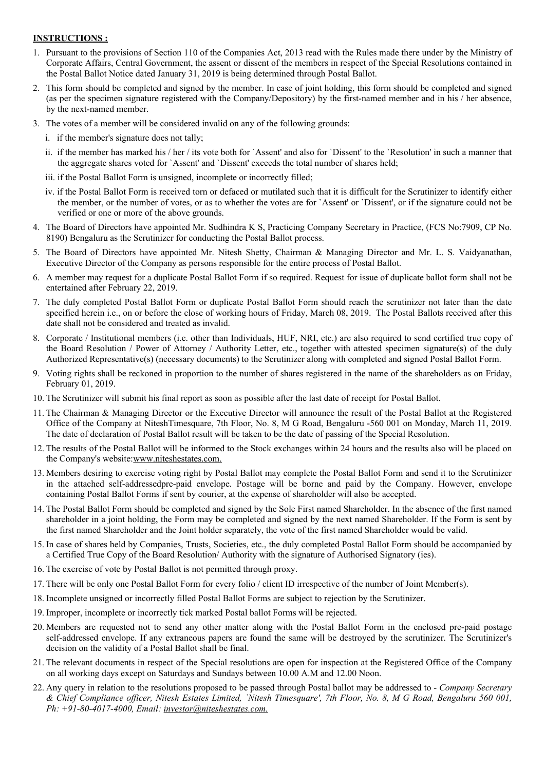**INSTRUCTIONS :**

1. Pursuant to the provisions of Section 110 of the Companies Act, 2013 read with the Rules made there under by the Ministry of Corporate Affairs, Central Government, the assent or dissent of the members in respect of the Special Resolutions contained in the Postal Ballot Notice dated January 31, 2019 is being determined through Postal Ballot.
2. This form should be completed and signed by the member. In case of joint holding, this form should be completed and signed (as per the specimen signature registered with the Company/Depository) by the first-named member and in his / her absence, by the next-named member.
3. The votes of a member will be considered invalid on any of the following grounds:
   i. if the member's signature does not tally;
   ii. if the member has marked his / her / its vote both for `Assent' and also for `Dissent' to the `Resolution' in such a manner that the aggregate shares voted for `Assent' and `Dissent' exceeds the total number of shares held;
   iii. if the Postal Ballot Form is unsigned, incomplete or incorrectly filled;
   iv. if the Postal Ballot Form is received torn or defaced or mutilated such that it is difficult for the Scrutinizer to identify either the member, or the number of votes, or as to whether the votes are for `Assent' or `Dissent', or if the signature could not be verified or one or more of the above grounds.
4. The Board of Directors have appointed Mr. Sudhindra K S, Practicing Company Secretary in Practice, (FCS No:7909, CP No. 8190) Bengaluru as the Scrutinizer for conducting the Postal Ballot process.
5. The Board of Directors have appointed Mr. Nitesh Shetty, Chairman & Managing Director and Mr. L. S. Vaidyanathan, Executive Director of the Company as persons responsible for the entire process of Postal Ballot.
6. A member may request for a duplicate Postal Ballot Form if so required. Request for issue of duplicate ballot form shall not be entertained after February 22, 2019.
7. The duly completed Postal Ballot Form or duplicate Postal Ballot Form should reach the scrutinizer not later than the date specified herein i.e., on or before the close of working hours of Friday, March 08, 2019. The Postal Ballots received after this date shall not be considered and treated as invalid.
8. Corporate / Institutional members (i.e. other than Individuals, HUF, NRI, etc.) are also required to send certified true copy of the Board Resolution / Power of Attorney / Authority Letter, etc., together with attested specimen signature(s) of the duly Authorized Representative(s) (necessary documents) to the Scrutinizer along with completed and signed Postal Ballot Form.
9. Voting rights shall be reckoned in proportion to the number of shares registered in the name of the shareholders as on Friday, February 01, 2019.
10. The Scrutinizer will submit his final report as soon as possible after the last date of receipt for Postal Ballot.
11. The Chairman & Managing Director or the Executive Director will announce the result of the Postal Ballot at the Registered Office of the Company at NiteshTimesquare, 7th Floor, No. 8, M G Road, Bengaluru -560 001 on Monday, March 11, 2019. The date of declaration of Postal Ballot result will be taken to be the date of passing of the Special Resolution.
12. The results of the Postal Ballot will be informed to the Stock exchanges within 24 hours and the results also will be placed on the Company's website:www.niteshestates.com.
13. Members desiring to exercise voting right by Postal Ballot may complete the Postal Ballot Form and send it to the Scrutinizer in the attached self-addressedpre-paid envelope. Postage will be borne and paid by the Company. However, envelope containing Postal Ballot Forms if sent by courier, at the expense of shareholder will also be accepted.
14. The Postal Ballot Form should be completed and signed by the Sole First named Shareholder. In the absence of the first named shareholder in a joint holding, the Form may be completed and signed by the next named Shareholder. If the Form is sent by the first named Shareholder and the Joint holder separately, the vote of the first named Shareholder would be valid.
15. In case of shares held by Companies, Trusts, Societies, etc., the duly completed Postal Ballot Form should be accompanied by a Certified True Copy of the Board Resolution/ Authority with the signature of Authorised Signatory (ies).
16. The exercise of vote by Postal Ballot is not permitted through proxy.
17. There will be only one Postal Ballot Form for every folio / client ID irrespective of the number of Joint Member(s).
18. Incomplete unsigned or incorrectly filled Postal Ballot Forms are subject to rejection by the Scrutinizer.
19. Improper, incomplete or incorrectly tick marked Postal ballot Forms will be rejected.
20. Members are requested not to send any other matter along with the Postal Ballot Form in the enclosed pre-paid postage self-addressed envelope. If any extraneous papers are found the same will be destroyed by the scrutinizer. The Scrutinizer's decision on the validity of a Postal Ballot shall be final.
21. The relevant documents in respect of the Special resolutions are open for inspection at the Registered Office of the Company on all working days except on Saturdays and Sundays between 10.00 A.M and 12.00 Noon.
22. Any query in relation to the resolutions proposed to be passed through Postal ballot may be addressed to - *Company Secretary & Chief Compliance officer, Nitesh Estates Limited, `Nitesh Timesquare', 7th Floor, No. 8, M G Road, Bengaluru 560 001, Ph: +91-80-4017-4000, Email: investor@niteshestates.com.*